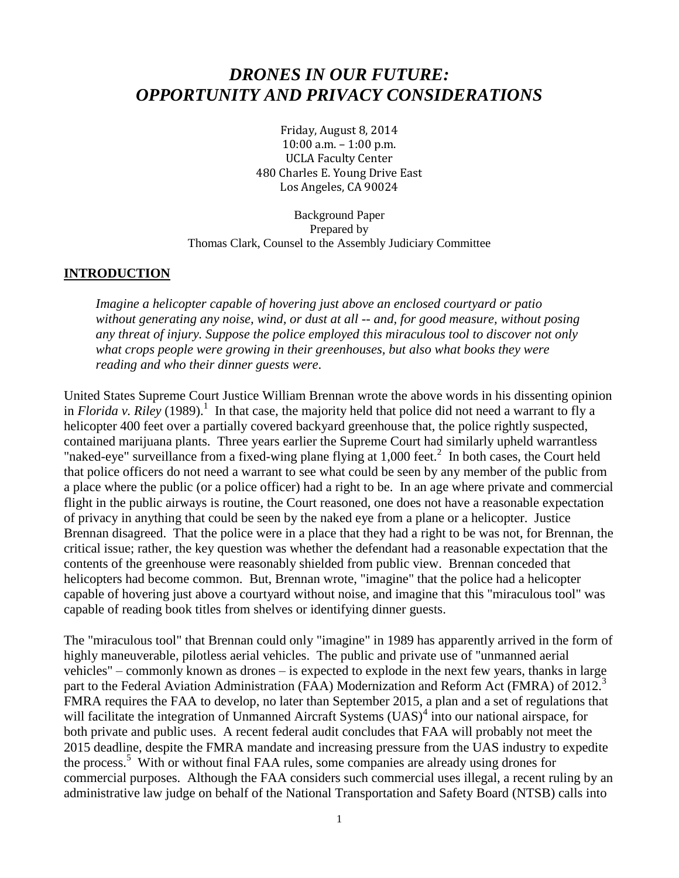# *DRONES IN OUR FUTURE: OPPORTUNITY AND PRIVACY CONSIDERATIONS*

Friday, August 8, 2014
10:00 a.m. – 1:00 p.m.
UCLA Faculty Center
480 Charles E. Young Drive East
Los Angeles, CA 90024

Background Paper
Prepared by
Thomas Clark, Counsel to the Assembly Judiciary Committee

## INTRODUCTION

> *Imagine a helicopter capable of hovering just above an enclosed courtyard or patio without generating any noise, wind, or dust at all -- and, for good measure, without posing any threat of injury. Suppose the police employed this miraculous tool to discover not only what crops people were growing in their greenhouses, but also what books they were reading and who their dinner guests were.*

United States Supreme Court Justice William Brennan wrote the above words in his dissenting opinion in *Florida v. Riley* (1989).[1] In that case, the majority held that police did not need a warrant to fly a helicopter 400 feet over a partially covered backyard greenhouse that, the police rightly suspected, contained marijuana plants. Three years earlier the Supreme Court had similarly upheld warrantless "naked-eye" surveillance from a fixed-wing plane flying at 1,000 feet.[2] In both cases, the Court held that police officers do not need a warrant to see what could be seen by any member of the public from a place where the public (or a police officer) had a right to be. In an age where private and commercial flight in the public airways is routine, the Court reasoned, one does not have a reasonable expectation of privacy in anything that could be seen by the naked eye from a plane or a helicopter. Justice Brennan disagreed. That the police were in a place that they had a right to be was not, for Brennan, the critical issue; rather, the key question was whether the defendant had a reasonable expectation that the contents of the greenhouse were reasonably shielded from public view. Brennan conceded that helicopters had become common. But, Brennan wrote, "imagine" that the police had a helicopter capable of hovering just above a courtyard without noise, and imagine that this "miraculous tool" was capable of reading book titles from shelves or identifying dinner guests.

The "miraculous tool" that Brennan could only "imagine" in 1989 has apparently arrived in the form of highly maneuverable, pilotless aerial vehicles. The public and private use of "unmanned aerial vehicles" – commonly known as drones – is expected to explode in the next few years, thanks in large part to the Federal Aviation Administration (FAA) Modernization and Reform Act (FMRA) of 2012.[3] FMRA requires the FAA to develop, no later than September 2015, a plan and a set of regulations that will facilitate the integration of Unmanned Aircraft Systems (UAS)[4] into our national airspace, for both private and public uses. A recent federal audit concludes that FAA will probably not meet the 2015 deadline, despite the FMRA mandate and increasing pressure from the UAS industry to expedite the process.[5] With or without final FAA rules, some companies are already using drones for commercial purposes. Although the FAA considers such commercial uses illegal, a recent ruling by an administrative law judge on behalf of the National Transportation and Safety Board (NTSB) calls into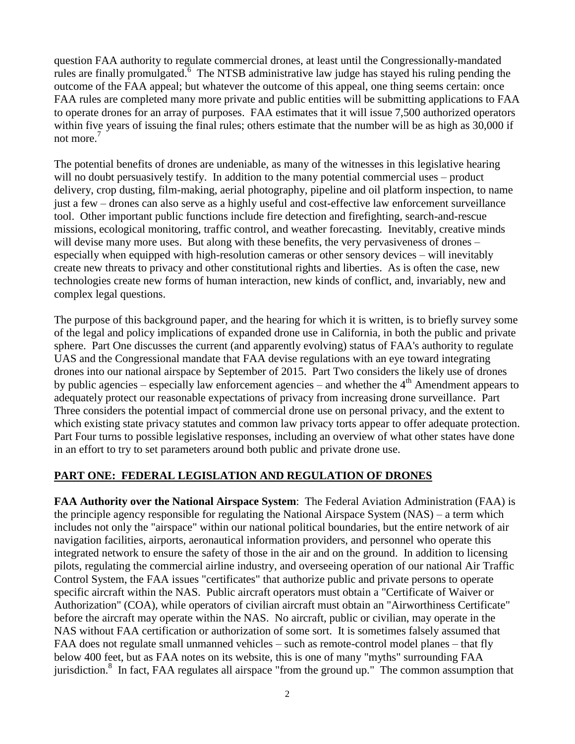question FAA authority to regulate commercial drones, at least until the Congressionally-mandated rules are finally promulgated.[6] The NTSB administrative law judge has stayed his ruling pending the outcome of the FAA appeal; but whatever the outcome of this appeal, one thing seems certain: once FAA rules are completed many more private and public entities will be submitting applications to FAA to operate drones for an array of purposes. FAA estimates that it will issue 7,500 authorized operators within five years of issuing the final rules; others estimate that the number will be as high as 30,000 if not more.[7]

The potential benefits of drones are undeniable, as many of the witnesses in this legislative hearing will no doubt persuasively testify. In addition to the many potential commercial uses – product delivery, crop dusting, film-making, aerial photography, pipeline and oil platform inspection, to name just a few – drones can also serve as a highly useful and cost-effective law enforcement surveillance tool. Other important public functions include fire detection and firefighting, search-and-rescue missions, ecological monitoring, traffic control, and weather forecasting. Inevitably, creative minds will devise many more uses. But along with these benefits, the very pervasiveness of drones – especially when equipped with high-resolution cameras or other sensory devices – will inevitably create new threats to privacy and other constitutional rights and liberties. As is often the case, new technologies create new forms of human interaction, new kinds of conflict, and, invariably, new and complex legal questions.

The purpose of this background paper, and the hearing for which it is written, is to briefly survey some of the legal and policy implications of expanded drone use in California, in both the public and private sphere. Part One discusses the current (and apparently evolving) status of FAA's authority to regulate UAS and the Congressional mandate that FAA devise regulations with an eye toward integrating drones into our national airspace by September of 2015. Part Two considers the likely use of drones by public agencies – especially law enforcement agencies – and whether the 4th Amendment appears to adequately protect our reasonable expectations of privacy from increasing drone surveillance. Part Three considers the potential impact of commercial drone use on personal privacy, and the extent to which existing state privacy statutes and common law privacy torts appear to offer adequate protection. Part Four turns to possible legislative responses, including an overview of what other states have done in an effort to try to set parameters around both public and private drone use.

## PART ONE: FEDERAL LEGISLATION AND REGULATION OF DRONES

**FAA Authority over the National Airspace System**: The Federal Aviation Administration (FAA) is the principle agency responsible for regulating the National Airspace System (NAS) – a term which includes not only the "airspace" within our national political boundaries, but the entire network of air navigation facilities, airports, aeronautical information providers, and personnel who operate this integrated network to ensure the safety of those in the air and on the ground. In addition to licensing pilots, regulating the commercial airline industry, and overseeing operation of our national Air Traffic Control System, the FAA issues "certificates" that authorize public and private persons to operate specific aircraft within the NAS. Public aircraft operators must obtain a "Certificate of Waiver or Authorization" (COA), while operators of civilian aircraft must obtain an "Airworthiness Certificate" before the aircraft may operate within the NAS. No aircraft, public or civilian, may operate in the NAS without FAA certification or authorization of some sort. It is sometimes falsely assumed that FAA does not regulate small unmanned vehicles – such as remote-control model planes – that fly below 400 feet, but as FAA notes on its website, this is one of many "myths" surrounding FAA jurisdiction.[8] In fact, FAA regulates all airspace "from the ground up." The common assumption that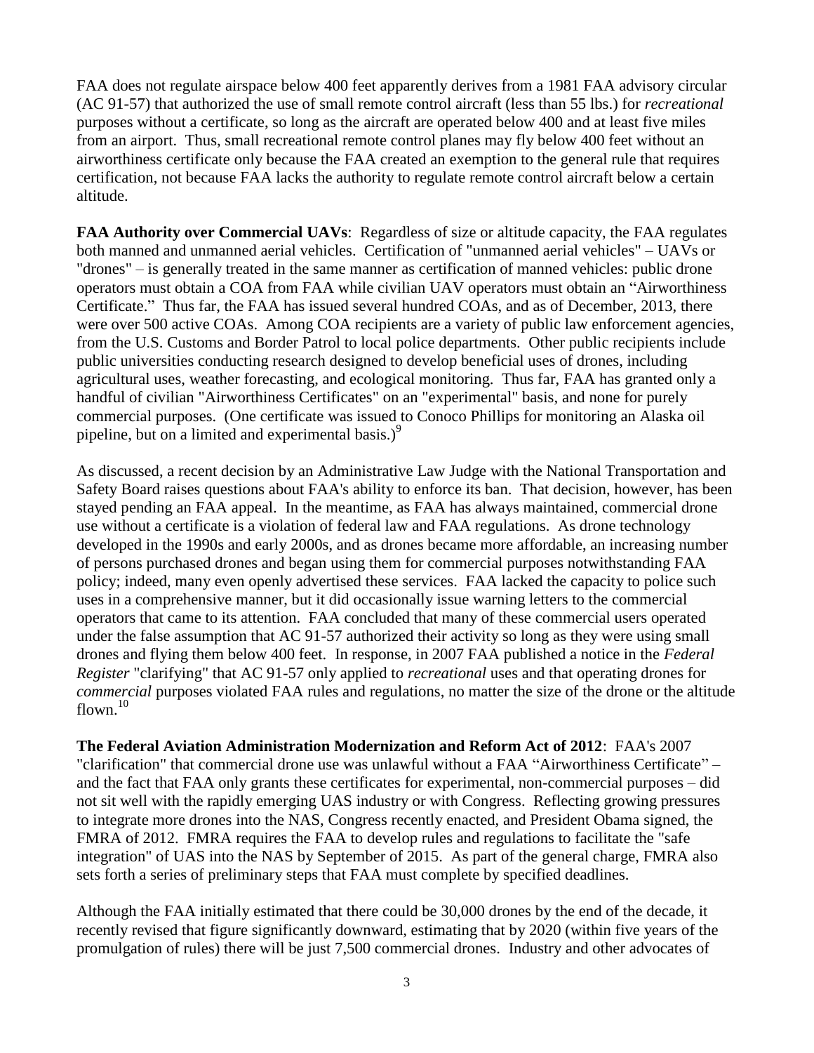FAA does not regulate airspace below 400 feet apparently derives from a 1981 FAA advisory circular (AC 91-57) that authorized the use of small remote control aircraft (less than 55 lbs.) for *recreational* purposes without a certificate, so long as the aircraft are operated below 400 and at least five miles from an airport. Thus, small recreational remote control planes may fly below 400 feet without an airworthiness certificate only because the FAA created an exemption to the general rule that requires certification, not because FAA lacks the authority to regulate remote control aircraft below a certain altitude.

**FAA Authority over Commercial UAVs**: Regardless of size or altitude capacity, the FAA regulates both manned and unmanned aerial vehicles. Certification of "unmanned aerial vehicles" – UAVs or "drones" – is generally treated in the same manner as certification of manned vehicles: public drone operators must obtain a COA from FAA while civilian UAV operators must obtain an "Airworthiness Certificate." Thus far, the FAA has issued several hundred COAs, and as of December, 2013, there were over 500 active COAs. Among COA recipients are a variety of public law enforcement agencies, from the U.S. Customs and Border Patrol to local police departments. Other public recipients include public universities conducting research designed to develop beneficial uses of drones, including agricultural uses, weather forecasting, and ecological monitoring. Thus far, FAA has granted only a handful of civilian "Airworthiness Certificates" on an "experimental" basis, and none for purely commercial purposes. (One certificate was issued to Conoco Phillips for monitoring an Alaska oil pipeline, but on a limited and experimental basis.)[9]

As discussed, a recent decision by an Administrative Law Judge with the National Transportation and Safety Board raises questions about FAA's ability to enforce its ban. That decision, however, has been stayed pending an FAA appeal. In the meantime, as FAA has always maintained, commercial drone use without a certificate is a violation of federal law and FAA regulations. As drone technology developed in the 1990s and early 2000s, and as drones became more affordable, an increasing number of persons purchased drones and began using them for commercial purposes notwithstanding FAA policy; indeed, many even openly advertised these services. FAA lacked the capacity to police such uses in a comprehensive manner, but it did occasionally issue warning letters to the commercial operators that came to its attention. FAA concluded that many of these commercial users operated under the false assumption that AC 91-57 authorized their activity so long as they were using small drones and flying them below 400 feet. In response, in 2007 FAA published a notice in the *Federal Register* "clarifying" that AC 91-57 only applied to *recreational* uses and that operating drones for *commercial* purposes violated FAA rules and regulations, no matter the size of the drone or the altitude flown.[10]

**The Federal Aviation Administration Modernization and Reform Act of 2012**: FAA's 2007 "clarification" that commercial drone use was unlawful without a FAA "Airworthiness Certificate" – and the fact that FAA only grants these certificates for experimental, non-commercial purposes – did not sit well with the rapidly emerging UAS industry or with Congress. Reflecting growing pressures to integrate more drones into the NAS, Congress recently enacted, and President Obama signed, the FMRA of 2012. FMRA requires the FAA to develop rules and regulations to facilitate the "safe integration" of UAS into the NAS by September of 2015. As part of the general charge, FMRA also sets forth a series of preliminary steps that FAA must complete by specified deadlines.

Although the FAA initially estimated that there could be 30,000 drones by the end of the decade, it recently revised that figure significantly downward, estimating that by 2020 (within five years of the promulgation of rules) there will be just 7,500 commercial drones. Industry and other advocates of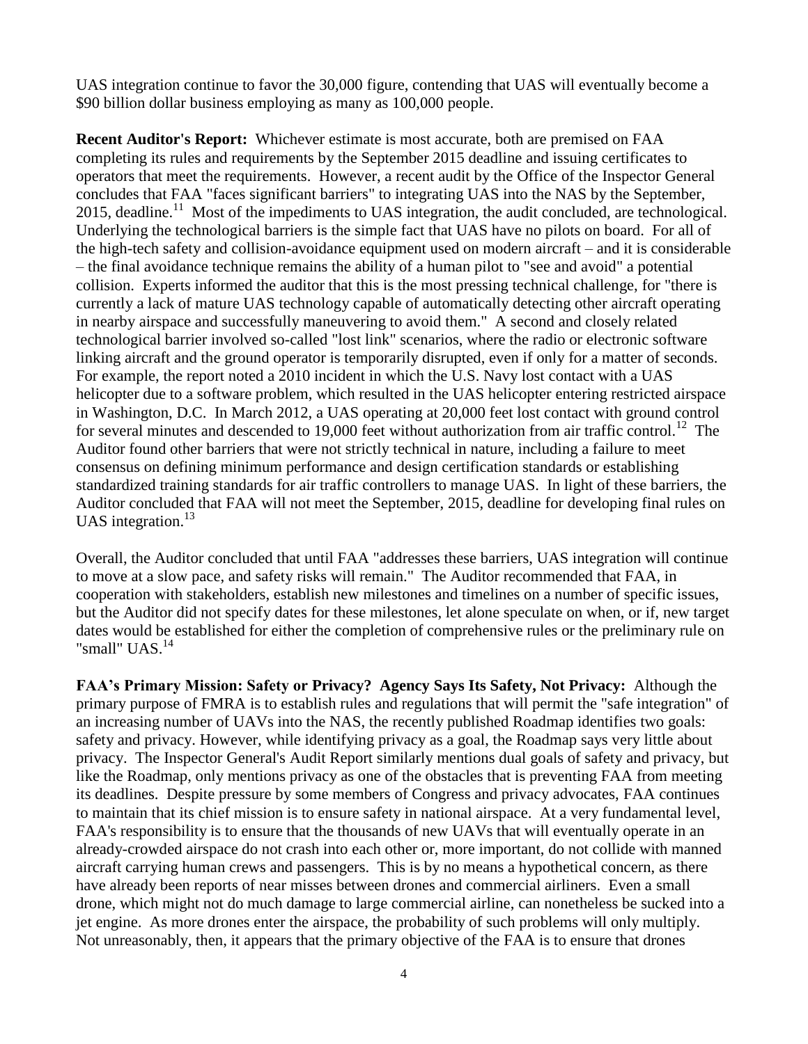UAS integration continue to favor the 30,000 figure, contending that UAS will eventually become a $90 billion dollar business employing as many as 100,000 people.

**Recent Auditor's Report:** Whichever estimate is most accurate, both are premised on FAA completing its rules and requirements by the September 2015 deadline and issuing certificates to operators that meet the requirements. However, a recent audit by the Office of the Inspector General concludes that FAA "faces significant barriers" to integrating UAS into the NAS by the September, 2015, deadline.[11] Most of the impediments to UAS integration, the audit concluded, are technological. Underlying the technological barriers is the simple fact that UAS have no pilots on board. For all of the high-tech safety and collision-avoidance equipment used on modern aircraft – and it is considerable – the final avoidance technique remains the ability of a human pilot to "see and avoid" a potential collision. Experts informed the auditor that this is the most pressing technical challenge, for "there is currently a lack of mature UAS technology capable of automatically detecting other aircraft operating in nearby airspace and successfully maneuvering to avoid them." A second and closely related technological barrier involved so-called "lost link" scenarios, where the radio or electronic software linking aircraft and the ground operator is temporarily disrupted, even if only for a matter of seconds. For example, the report noted a 2010 incident in which the U.S. Navy lost contact with a UAS helicopter due to a software problem, which resulted in the UAS helicopter entering restricted airspace in Washington, D.C. In March 2012, a UAS operating at 20,000 feet lost contact with ground control for several minutes and descended to 19,000 feet without authorization from air traffic control.[12] The Auditor found other barriers that were not strictly technical in nature, including a failure to meet consensus on defining minimum performance and design certification standards or establishing standardized training standards for air traffic controllers to manage UAS. In light of these barriers, the Auditor concluded that FAA will not meet the September, 2015, deadline for developing final rules on UAS integration.[13]

Overall, the Auditor concluded that until FAA "addresses these barriers, UAS integration will continue to move at a slow pace, and safety risks will remain." The Auditor recommended that FAA, in cooperation with stakeholders, establish new milestones and timelines on a number of specific issues, but the Auditor did not specify dates for these milestones, let alone speculate on when, or if, new target dates would be established for either the completion of comprehensive rules or the preliminary rule on "small" UAS.[14]

**FAA's Primary Mission: Safety or Privacy? Agency Says Its Safety, Not Privacy:** Although the primary purpose of FMRA is to establish rules and regulations that will permit the "safe integration" of an increasing number of UAVs into the NAS, the recently published Roadmap identifies two goals: safety and privacy. However, while identifying privacy as a goal, the Roadmap says very little about privacy. The Inspector General's Audit Report similarly mentions dual goals of safety and privacy, but like the Roadmap, only mentions privacy as one of the obstacles that is preventing FAA from meeting its deadlines. Despite pressure by some members of Congress and privacy advocates, FAA continues to maintain that its chief mission is to ensure safety in national airspace. At a very fundamental level, FAA's responsibility is to ensure that the thousands of new UAVs that will eventually operate in an already-crowded airspace do not crash into each other or, more important, do not collide with manned aircraft carrying human crews and passengers. This is by no means a hypothetical concern, as there have already been reports of near misses between drones and commercial airliners. Even a small drone, which might not do much damage to large commercial airline, can nonetheless be sucked into a jet engine. As more drones enter the airspace, the probability of such problems will only multiply. Not unreasonably, then, it appears that the primary objective of the FAA is to ensure that drones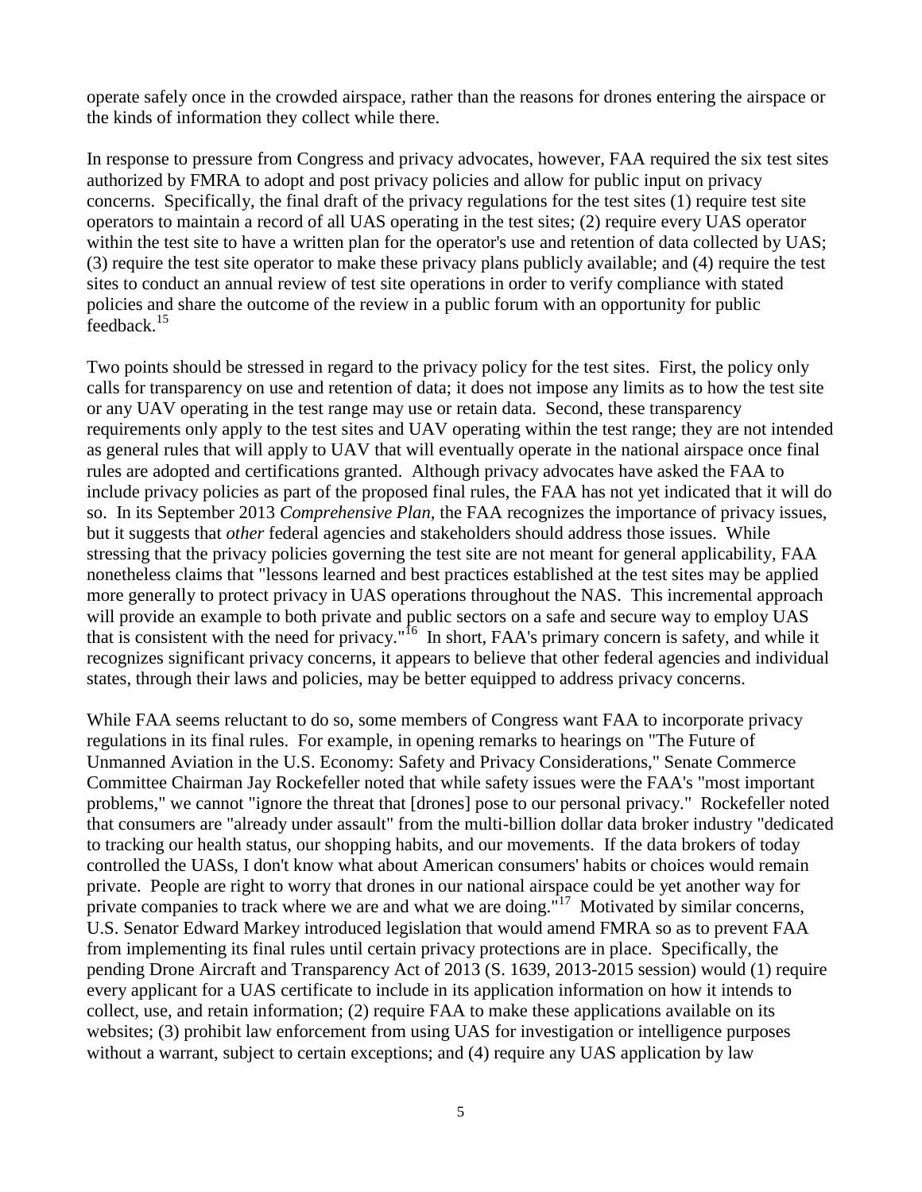operate safely once in the crowded airspace, rather than the reasons for drones entering the airspace or the kinds of information they collect while there.

In response to pressure from Congress and privacy advocates, however, FAA required the six test sites authorized by FMRA to adopt and post privacy policies and allow for public input on privacy concerns. Specifically, the final draft of the privacy regulations for the test sites (1) require test site operators to maintain a record of all UAS operating in the test sites; (2) require every UAS operator within the test site to have a written plan for the operator's use and retention of data collected by UAS; (3) require the test site operator to make these privacy plans publicly available; and (4) require the test sites to conduct an annual review of test site operations in order to verify compliance with stated policies and share the outcome of the review in a public forum with an opportunity for public feedback.[15]

Two points should be stressed in regard to the privacy policy for the test sites. First, the policy only calls for transparency on use and retention of data; it does not impose any limits as to how the test site or any UAV operating in the test range may use or retain data. Second, these transparency requirements only apply to the test sites and UAV operating within the test range; they are not intended as general rules that will apply to UAV that will eventually operate in the national airspace once final rules are adopted and certifications granted. Although privacy advocates have asked the FAA to include privacy policies as part of the proposed final rules, the FAA has not yet indicated that it will do so. In its September 2013 *Comprehensive Plan*, the FAA recognizes the importance of privacy issues, but it suggests that *other* federal agencies and stakeholders should address those issues. While stressing that the privacy policies governing the test site are not meant for general applicability, FAA nonetheless claims that "lessons learned and best practices established at the test sites may be applied more generally to protect privacy in UAS operations throughout the NAS. This incremental approach will provide an example to both private and public sectors on a safe and secure way to employ UAS that is consistent with the need for privacy."[16] In short, FAA's primary concern is safety, and while it recognizes significant privacy concerns, it appears to believe that other federal agencies and individual states, through their laws and policies, may be better equipped to address privacy concerns.

While FAA seems reluctant to do so, some members of Congress want FAA to incorporate privacy regulations in its final rules. For example, in opening remarks to hearings on "The Future of Unmanned Aviation in the U.S. Economy: Safety and Privacy Considerations," Senate Commerce Committee Chairman Jay Rockefeller noted that while safety issues were the FAA's "most important problems," we cannot "ignore the threat that [drones] pose to our personal privacy." Rockefeller noted that consumers are "already under assault" from the multi-billion dollar data broker industry "dedicated to tracking our health status, our shopping habits, and our movements. If the data brokers of today controlled the UASs, I don't know what about American consumers' habits or choices would remain private. People are right to worry that drones in our national airspace could be yet another way for private companies to track where we are and what we are doing."[17] Motivated by similar concerns, U.S. Senator Edward Markey introduced legislation that would amend FMRA so as to prevent FAA from implementing its final rules until certain privacy protections are in place. Specifically, the pending Drone Aircraft and Transparency Act of 2013 (S. 1639, 2013-2015 session) would (1) require every applicant for a UAS certificate to include in its application information on how it intends to collect, use, and retain information; (2) require FAA to make these applications available on its websites; (3) prohibit law enforcement from using UAS for investigation or intelligence purposes without a warrant, subject to certain exceptions; and (4) require any UAS application by law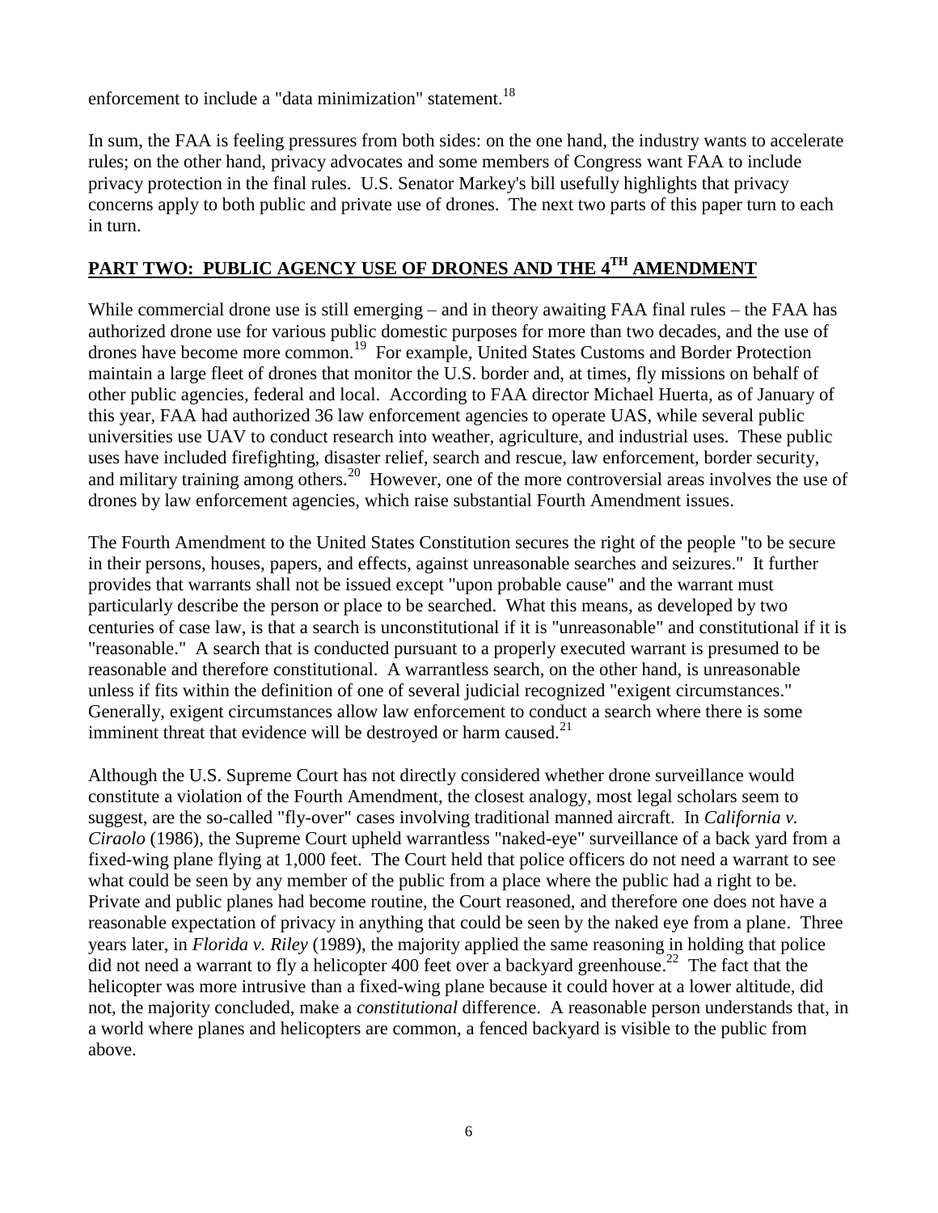enforcement to include a "data minimization" statement.[18]

In sum, the FAA is feeling pressures from both sides: on the one hand, the industry wants to accelerate rules; on the other hand, privacy advocates and some members of Congress want FAA to include privacy protection in the final rules. U.S. Senator Markey's bill usefully highlights that privacy concerns apply to both public and private use of drones. The next two parts of this paper turn to each in turn.

## **PART TWO: PUBLIC AGENCY USE OF DRONES AND THE 4TH AMENDMENT**

While commercial drone use is still emerging – and in theory awaiting FAA final rules – the FAA has authorized drone use for various public domestic purposes for more than two decades, and the use of drones have become more common.[19] For example, United States Customs and Border Protection maintain a large fleet of drones that monitor the U.S. border and, at times, fly missions on behalf of other public agencies, federal and local. According to FAA director Michael Huerta, as of January of this year, FAA had authorized 36 law enforcement agencies to operate UAS, while several public universities use UAV to conduct research into weather, agriculture, and industrial uses. These public uses have included firefighting, disaster relief, search and rescue, law enforcement, border security, and military training among others.[20] However, one of the more controversial areas involves the use of drones by law enforcement agencies, which raise substantial Fourth Amendment issues.

The Fourth Amendment to the United States Constitution secures the right of the people "to be secure in their persons, houses, papers, and effects, against unreasonable searches and seizures." It further provides that warrants shall not be issued except "upon probable cause" and the warrant must particularly describe the person or place to be searched. What this means, as developed by two centuries of case law, is that a search is unconstitutional if it is "unreasonable" and constitutional if it is "reasonable." A search that is conducted pursuant to a properly executed warrant is presumed to be reasonable and therefore constitutional. A warrantless search, on the other hand, is unreasonable unless if fits within the definition of one of several judicial recognized "exigent circumstances." Generally, exigent circumstances allow law enforcement to conduct a search where there is some imminent threat that evidence will be destroyed or harm caused.[21]

Although the U.S. Supreme Court has not directly considered whether drone surveillance would constitute a violation of the Fourth Amendment, the closest analogy, most legal scholars seem to suggest, are the so-called "fly-over" cases involving traditional manned aircraft. In *California v. Ciraolo* (1986), the Supreme Court upheld warrantless "naked-eye" surveillance of a back yard from a fixed-wing plane flying at 1,000 feet. The Court held that police officers do not need a warrant to see what could be seen by any member of the public from a place where the public had a right to be. Private and public planes had become routine, the Court reasoned, and therefore one does not have a reasonable expectation of privacy in anything that could be seen by the naked eye from a plane. Three years later, in *Florida v. Riley* (1989), the majority applied the same reasoning in holding that police did not need a warrant to fly a helicopter 400 feet over a backyard greenhouse.[22] The fact that the helicopter was more intrusive than a fixed-wing plane because it could hover at a lower altitude, did not, the majority concluded, make a *constitutional* difference. A reasonable person understands that, in a world where planes and helicopters are common, a fenced backyard is visible to the public from above.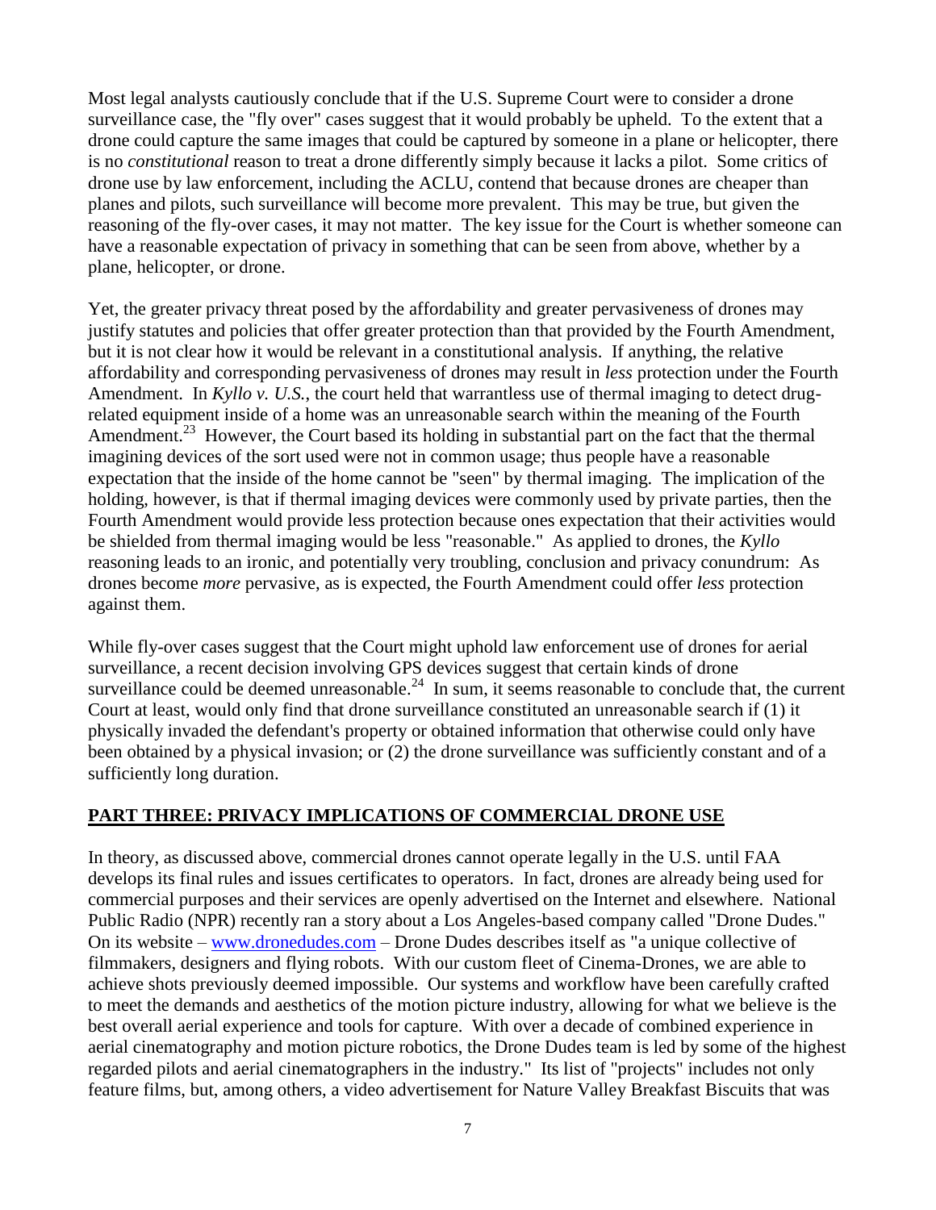Most legal analysts cautiously conclude that if the U.S. Supreme Court were to consider a drone surveillance case, the "fly over" cases suggest that it would probably be upheld. To the extent that a drone could capture the same images that could be captured by someone in a plane or helicopter, there is no *constitutional* reason to treat a drone differently simply because it lacks a pilot. Some critics of drone use by law enforcement, including the ACLU, contend that because drones are cheaper than planes and pilots, such surveillance will become more prevalent. This may be true, but given the reasoning of the fly-over cases, it may not matter. The key issue for the Court is whether someone can have a reasonable expectation of privacy in something that can be seen from above, whether by a plane, helicopter, or drone.

Yet, the greater privacy threat posed by the affordability and greater pervasiveness of drones may justify statutes and policies that offer greater protection than that provided by the Fourth Amendment, but it is not clear how it would be relevant in a constitutional analysis. If anything, the relative affordability and corresponding pervasiveness of drones may result in *less* protection under the Fourth Amendment. In *Kyllo v. U.S.*, the court held that warrantless use of thermal imaging to detect drug-related equipment inside of a home was an unreasonable search within the meaning of the Fourth Amendment.[23] However, the Court based its holding in substantial part on the fact that the thermal imagining devices of the sort used were not in common usage; thus people have a reasonable expectation that the inside of the home cannot be "seen" by thermal imaging. The implication of the holding, however, is that if thermal imaging devices were commonly used by private parties, then the Fourth Amendment would provide less protection because ones expectation that their activities would be shielded from thermal imaging would be less "reasonable." As applied to drones, the *Kyllo* reasoning leads to an ironic, and potentially very troubling, conclusion and privacy conundrum: As drones become *more* pervasive, as is expected, the Fourth Amendment could offer *less* protection against them.

While fly-over cases suggest that the Court might uphold law enforcement use of drones for aerial surveillance, a recent decision involving GPS devices suggest that certain kinds of drone surveillance could be deemed unreasonable.[24] In sum, it seems reasonable to conclude that, the current Court at least, would only find that drone surveillance constituted an unreasonable search if (1) it physically invaded the defendant's property or obtained information that otherwise could only have been obtained by a physical invasion; or (2) the drone surveillance was sufficiently constant and of a sufficiently long duration.

## PART THREE: PRIVACY IMPLICATIONS OF COMMERCIAL DRONE USE

In theory, as discussed above, commercial drones cannot operate legally in the U.S. until FAA develops its final rules and issues certificates to operators. In fact, drones are already being used for commercial purposes and their services are openly advertised on the Internet and elsewhere. National Public Radio (NPR) recently ran a story about a Los Angeles-based company called "Drone Dudes." On its website – www.dronedudes.com – Drone Dudes describes itself as "a unique collective of filmmakers, designers and flying robots. With our custom fleet of Cinema-Drones, we are able to achieve shots previously deemed impossible. Our systems and workflow have been carefully crafted to meet the demands and aesthetics of the motion picture industry, allowing for what we believe is the best overall aerial experience and tools for capture. With over a decade of combined experience in aerial cinematography and motion picture robotics, the Drone Dudes team is led by some of the highest regarded pilots and aerial cinematographers in the industry." Its list of "projects" includes not only feature films, but, among others, a video advertisement for Nature Valley Breakfast Biscuits that was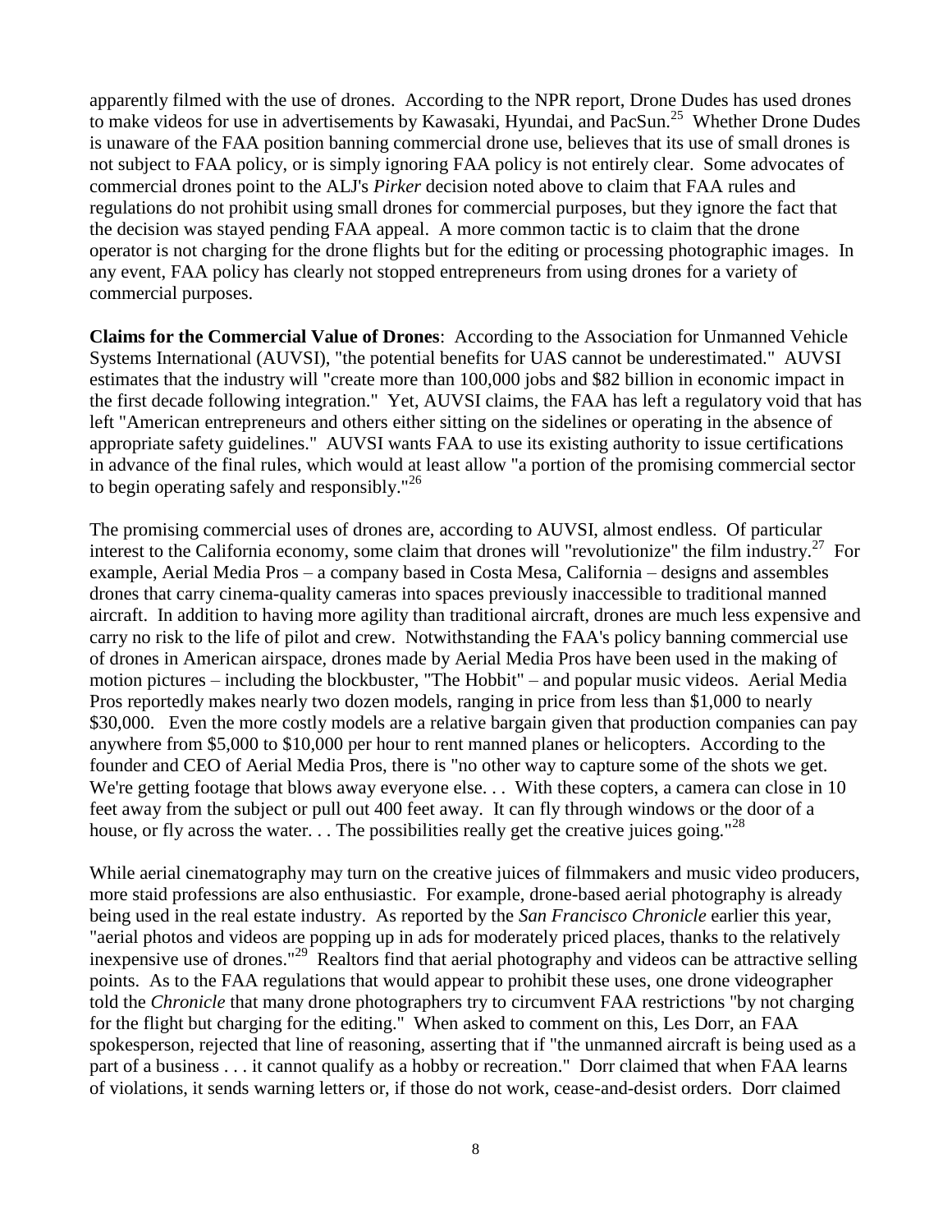apparently filmed with the use of drones. According to the NPR report, Drone Dudes has used drones to make videos for use in advertisements by Kawasaki, Hyundai, and PacSun.[25] Whether Drone Dudes is unaware of the FAA position banning commercial drone use, believes that its use of small drones is not subject to FAA policy, or is simply ignoring FAA policy is not entirely clear. Some advocates of commercial drones point to the ALJ's *Pirker* decision noted above to claim that FAA rules and regulations do not prohibit using small drones for commercial purposes, but they ignore the fact that the decision was stayed pending FAA appeal. A more common tactic is to claim that the drone operator is not charging for the drone flights but for the editing or processing photographic images. In any event, FAA policy has clearly not stopped entrepreneurs from using drones for a variety of commercial purposes.

**Claims for the Commercial Value of Drones**: According to the Association for Unmanned Vehicle Systems International (AUVSI), "the potential benefits for UAS cannot be underestimated." AUVSI estimates that the industry will "create more than 100,000 jobs and $82 billion in economic impact in the first decade following integration." Yet, AUVSI claims, the FAA has left a regulatory void that has left "American entrepreneurs and others either sitting on the sidelines or operating in the absence of appropriate safety guidelines." AUVSI wants FAA to use its existing authority to issue certifications in advance of the final rules, which would at least allow "a portion of the promising commercial sector to begin operating safely and responsibly."[26]

The promising commercial uses of drones are, according to AUVSI, almost endless. Of particular interest to the California economy, some claim that drones will "revolutionize" the film industry.[27] For example, Aerial Media Pros – a company based in Costa Mesa, California – designs and assembles drones that carry cinema-quality cameras into spaces previously inaccessible to traditional manned aircraft. In addition to having more agility than traditional aircraft, drones are much less expensive and carry no risk to the life of pilot and crew. Notwithstanding the FAA's policy banning commercial use of drones in American airspace, drones made by Aerial Media Pros have been used in the making of motion pictures – including the blockbuster, "The Hobbit" – and popular music videos. Aerial Media Pros reportedly makes nearly two dozen models, ranging in price from less than $1,000 to nearly $30,000. Even the more costly models are a relative bargain given that production companies can pay anywhere from $5,000 to $10,000 per hour to rent manned planes or helicopters. According to the founder and CEO of Aerial Media Pros, there is "no other way to capture some of the shots we get. We're getting footage that blows away everyone else. . . With these copters, a camera can close in 10 feet away from the subject or pull out 400 feet away. It can fly through windows or the door of a house, or fly across the water. . . The possibilities really get the creative juices going."[28]

While aerial cinematography may turn on the creative juices of filmmakers and music video producers, more staid professions are also enthusiastic. For example, drone-based aerial photography is already being used in the real estate industry. As reported by the *San Francisco Chronicle* earlier this year, "aerial photos and videos are popping up in ads for moderately priced places, thanks to the relatively inexpensive use of drones."[29] Realtors find that aerial photography and videos can be attractive selling points. As to the FAA regulations that would appear to prohibit these uses, one drone videographer told the *Chronicle* that many drone photographers try to circumvent FAA restrictions "by not charging for the flight but charging for the editing." When asked to comment on this, Les Dorr, an FAA spokesperson, rejected that line of reasoning, asserting that if "the unmanned aircraft is being used as a part of a business . . . it cannot qualify as a hobby or recreation." Dorr claimed that when FAA learns of violations, it sends warning letters or, if those do not work, cease-and-desist orders. Dorr claimed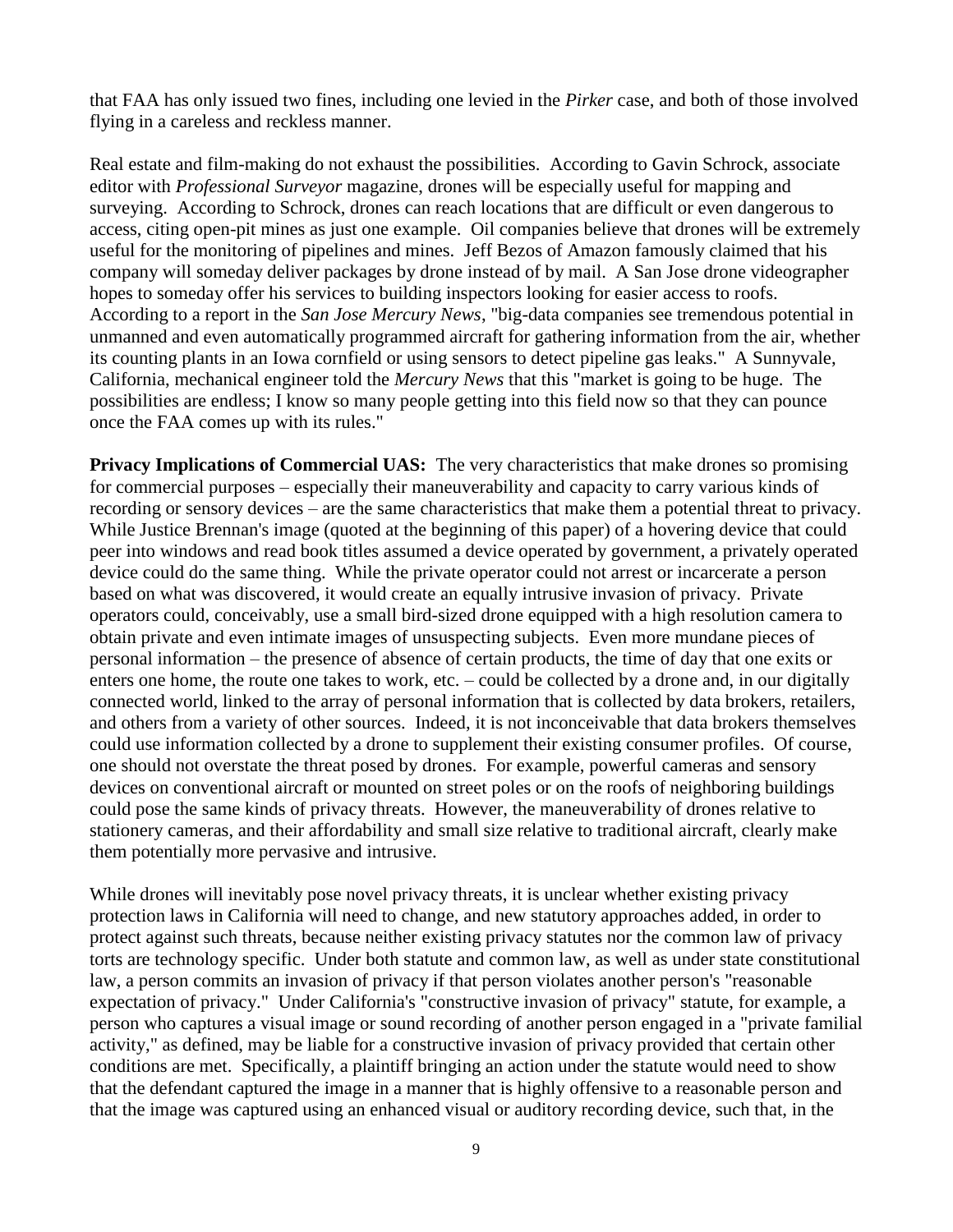that FAA has only issued two fines, including one levied in the *Pirker* case, and both of those involved flying in a careless and reckless manner.

Real estate and film-making do not exhaust the possibilities. According to Gavin Schrock, associate editor with *Professional Surveyor* magazine, drones will be especially useful for mapping and surveying. According to Schrock, drones can reach locations that are difficult or even dangerous to access, citing open-pit mines as just one example. Oil companies believe that drones will be extremely useful for the monitoring of pipelines and mines. Jeff Bezos of Amazon famously claimed that his company will someday deliver packages by drone instead of by mail. A San Jose drone videographer hopes to someday offer his services to building inspectors looking for easier access to roofs. According to a report in the *San Jose Mercury News*, "big-data companies see tremendous potential in unmanned and even automatically programmed aircraft for gathering information from the air, whether its counting plants in an Iowa cornfield or using sensors to detect pipeline gas leaks." A Sunnyvale, California, mechanical engineer told the *Mercury News* that this "market is going to be huge. The possibilities are endless; I know so many people getting into this field now so that they can pounce once the FAA comes up with its rules."

**Privacy Implications of Commercial UAS:** The very characteristics that make drones so promising for commercial purposes – especially their maneuverability and capacity to carry various kinds of recording or sensory devices – are the same characteristics that make them a potential threat to privacy. While Justice Brennan's image (quoted at the beginning of this paper) of a hovering device that could peer into windows and read book titles assumed a device operated by government, a privately operated device could do the same thing. While the private operator could not arrest or incarcerate a person based on what was discovered, it would create an equally intrusive invasion of privacy. Private operators could, conceivably, use a small bird-sized drone equipped with a high resolution camera to obtain private and even intimate images of unsuspecting subjects. Even more mundane pieces of personal information – the presence of absence of certain products, the time of day that one exits or enters one home, the route one takes to work, etc. – could be collected by a drone and, in our digitally connected world, linked to the array of personal information that is collected by data brokers, retailers, and others from a variety of other sources. Indeed, it is not inconceivable that data brokers themselves could use information collected by a drone to supplement their existing consumer profiles. Of course, one should not overstate the threat posed by drones. For example, powerful cameras and sensory devices on conventional aircraft or mounted on street poles or on the roofs of neighboring buildings could pose the same kinds of privacy threats. However, the maneuverability of drones relative to stationery cameras, and their affordability and small size relative to traditional aircraft, clearly make them potentially more pervasive and intrusive.

While drones will inevitably pose novel privacy threats, it is unclear whether existing privacy protection laws in California will need to change, and new statutory approaches added, in order to protect against such threats, because neither existing privacy statutes nor the common law of privacy torts are technology specific. Under both statute and common law, as well as under state constitutional law, a person commits an invasion of privacy if that person violates another person's "reasonable expectation of privacy." Under California's "constructive invasion of privacy" statute, for example, a person who captures a visual image or sound recording of another person engaged in a "private familial activity," as defined, may be liable for a constructive invasion of privacy provided that certain other conditions are met. Specifically, a plaintiff bringing an action under the statute would need to show that the defendant captured the image in a manner that is highly offensive to a reasonable person and that the image was captured using an enhanced visual or auditory recording device, such that, in the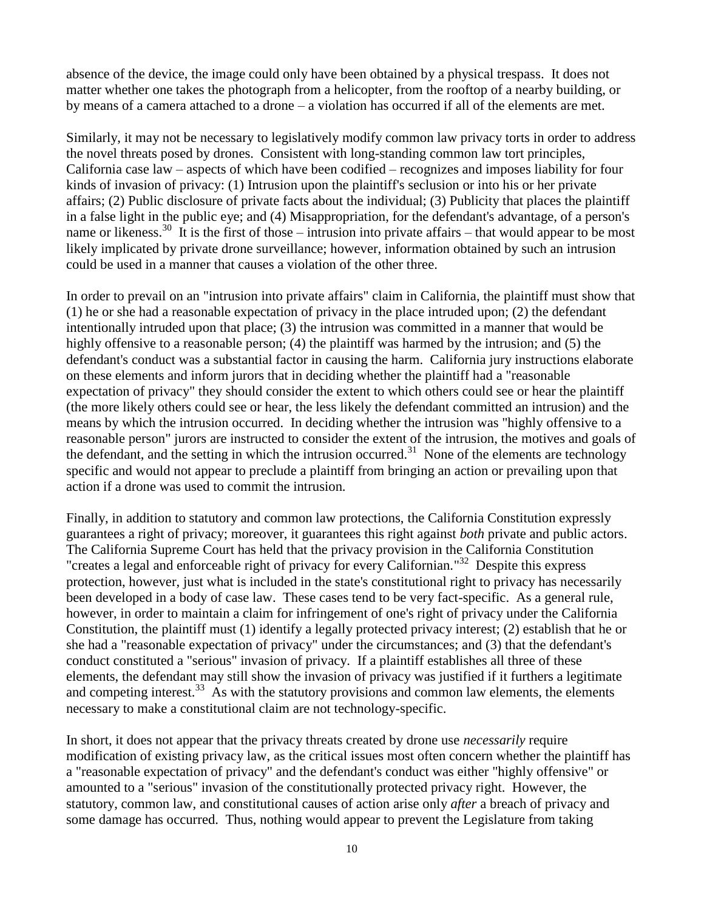absence of the device, the image could only have been obtained by a physical trespass. It does not matter whether one takes the photograph from a helicopter, from the rooftop of a nearby building, or by means of a camera attached to a drone – a violation has occurred if all of the elements are met.

Similarly, it may not be necessary to legislatively modify common law privacy torts in order to address the novel threats posed by drones. Consistent with long-standing common law tort principles, California case law – aspects of which have been codified – recognizes and imposes liability for four kinds of invasion of privacy: (1) Intrusion upon the plaintiff's seclusion or into his or her private affairs; (2) Public disclosure of private facts about the individual; (3) Publicity that places the plaintiff in a false light in the public eye; and (4) Misappropriation, for the defendant's advantage, of a person's name or likeness.[30] It is the first of those – intrusion into private affairs – that would appear to be most likely implicated by private drone surveillance; however, information obtained by such an intrusion could be used in a manner that causes a violation of the other three.

In order to prevail on an "intrusion into private affairs" claim in California, the plaintiff must show that (1) he or she had a reasonable expectation of privacy in the place intruded upon; (2) the defendant intentionally intruded upon that place; (3) the intrusion was committed in a manner that would be highly offensive to a reasonable person; (4) the plaintiff was harmed by the intrusion; and (5) the defendant's conduct was a substantial factor in causing the harm. California jury instructions elaborate on these elements and inform jurors that in deciding whether the plaintiff had a "reasonable expectation of privacy" they should consider the extent to which others could see or hear the plaintiff (the more likely others could see or hear, the less likely the defendant committed an intrusion) and the means by which the intrusion occurred. In deciding whether the intrusion was "highly offensive to a reasonable person" jurors are instructed to consider the extent of the intrusion, the motives and goals of the defendant, and the setting in which the intrusion occurred.[31] None of the elements are technology specific and would not appear to preclude a plaintiff from bringing an action or prevailing upon that action if a drone was used to commit the intrusion.

Finally, in addition to statutory and common law protections, the California Constitution expressly guarantees a right of privacy; moreover, it guarantees this right against *both* private and public actors. The California Supreme Court has held that the privacy provision in the California Constitution "creates a legal and enforceable right of privacy for every Californian."[32] Despite this express protection, however, just what is included in the state's constitutional right to privacy has necessarily been developed in a body of case law. These cases tend to be very fact-specific. As a general rule, however, in order to maintain a claim for infringement of one's right of privacy under the California Constitution, the plaintiff must (1) identify a legally protected privacy interest; (2) establish that he or she had a "reasonable expectation of privacy" under the circumstances; and (3) that the defendant's conduct constituted a "serious" invasion of privacy. If a plaintiff establishes all three of these elements, the defendant may still show the invasion of privacy was justified if it furthers a legitimate and competing interest.[33] As with the statutory provisions and common law elements, the elements necessary to make a constitutional claim are not technology-specific.

In short, it does not appear that the privacy threats created by drone use *necessarily* require modification of existing privacy law, as the critical issues most often concern whether the plaintiff has a "reasonable expectation of privacy" and the defendant's conduct was either "highly offensive" or amounted to a "serious" invasion of the constitutionally protected privacy right. However, the statutory, common law, and constitutional causes of action arise only *after* a breach of privacy and some damage has occurred. Thus, nothing would appear to prevent the Legislature from taking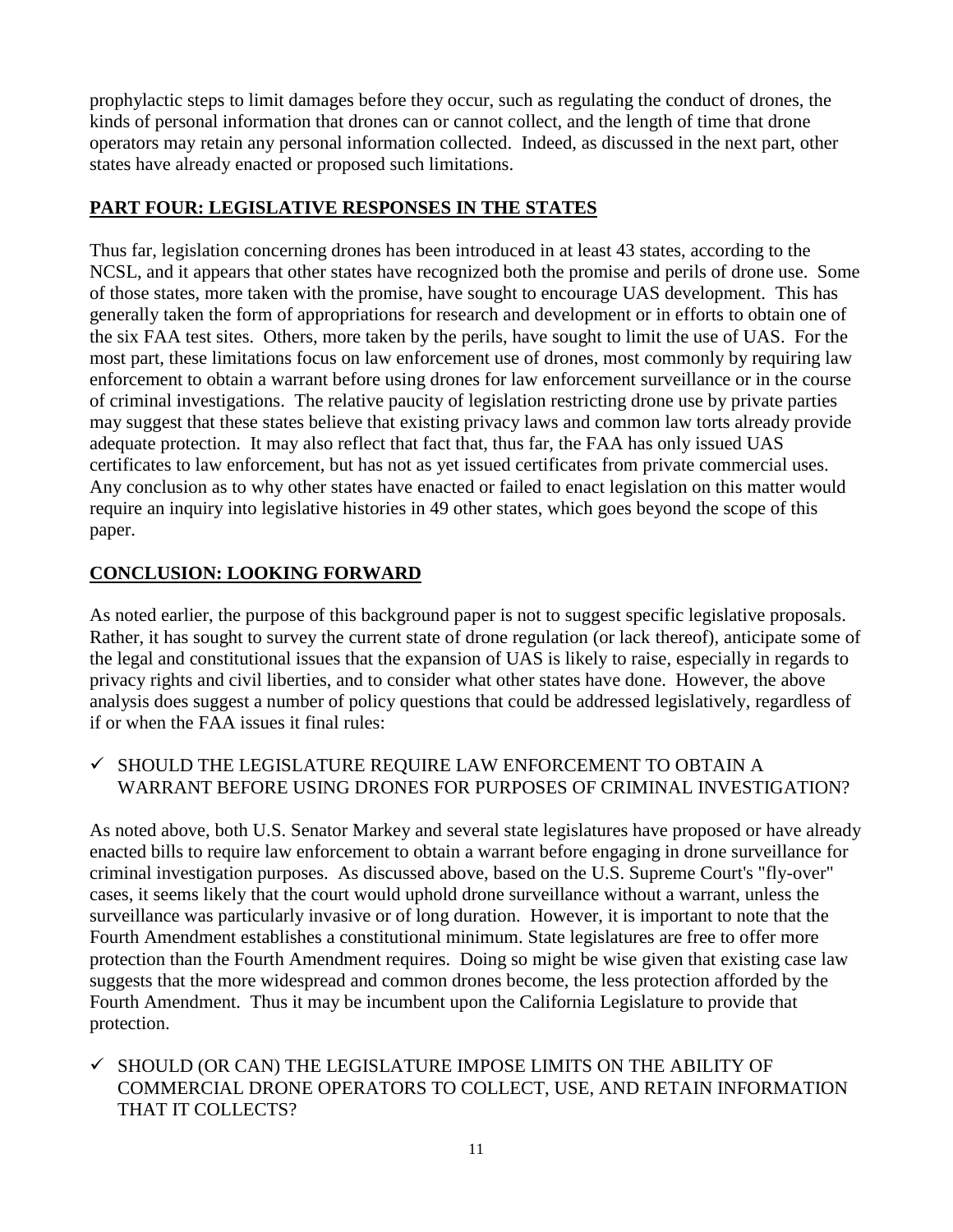prophylactic steps to limit damages before they occur, such as regulating the conduct of drones, the kinds of personal information that drones can or cannot collect, and the length of time that drone operators may retain any personal information collected. Indeed, as discussed in the next part, other states have already enacted or proposed such limitations.

## PART FOUR: LEGISLATIVE RESPONSES IN THE STATES

Thus far, legislation concerning drones has been introduced in at least 43 states, according to the NCSL, and it appears that other states have recognized both the promise and perils of drone use. Some of those states, more taken with the promise, have sought to encourage UAS development. This has generally taken the form of appropriations for research and development or in efforts to obtain one of the six FAA test sites. Others, more taken by the perils, have sought to limit the use of UAS. For the most part, these limitations focus on law enforcement use of drones, most commonly by requiring law enforcement to obtain a warrant before using drones for law enforcement surveillance or in the course of criminal investigations. The relative paucity of legislation restricting drone use by private parties may suggest that these states believe that existing privacy laws and common law torts already provide adequate protection. It may also reflect that fact that, thus far, the FAA has only issued UAS certificates to law enforcement, but has not as yet issued certificates from private commercial uses. Any conclusion as to why other states have enacted or failed to enact legislation on this matter would require an inquiry into legislative histories in 49 other states, which goes beyond the scope of this paper.

## CONCLUSION: LOOKING FORWARD

As noted earlier, the purpose of this background paper is not to suggest specific legislative proposals. Rather, it has sought to survey the current state of drone regulation (or lack thereof), anticipate some of the legal and constitutional issues that the expansion of UAS is likely to raise, especially in regards to privacy rights and civil liberties, and to consider what other states have done. However, the above analysis does suggest a number of policy questions that could be addressed legislatively, regardless of if or when the FAA issues it final rules:

- ✓ SHOULD THE LEGISLATURE REQUIRE LAW ENFORCEMENT TO OBTAIN A WARRANT BEFORE USING DRONES FOR PURPOSES OF CRIMINAL INVESTIGATION?

As noted above, both U.S. Senator Markey and several state legislatures have proposed or have already enacted bills to require law enforcement to obtain a warrant before engaging in drone surveillance for criminal investigation purposes. As discussed above, based on the U.S. Supreme Court's "fly-over" cases, it seems likely that the court would uphold drone surveillance without a warrant, unless the surveillance was particularly invasive or of long duration. However, it is important to note that the Fourth Amendment establishes a constitutional minimum. State legislatures are free to offer more protection than the Fourth Amendment requires. Doing so might be wise given that existing case law suggests that the more widespread and common drones become, the less protection afforded by the Fourth Amendment. Thus it may be incumbent upon the California Legislature to provide that protection.

- ✓ SHOULD (OR CAN) THE LEGISLATURE IMPOSE LIMITS ON THE ABILITY OF COMMERCIAL DRONE OPERATORS TO COLLECT, USE, AND RETAIN INFORMATION THAT IT COLLECTS?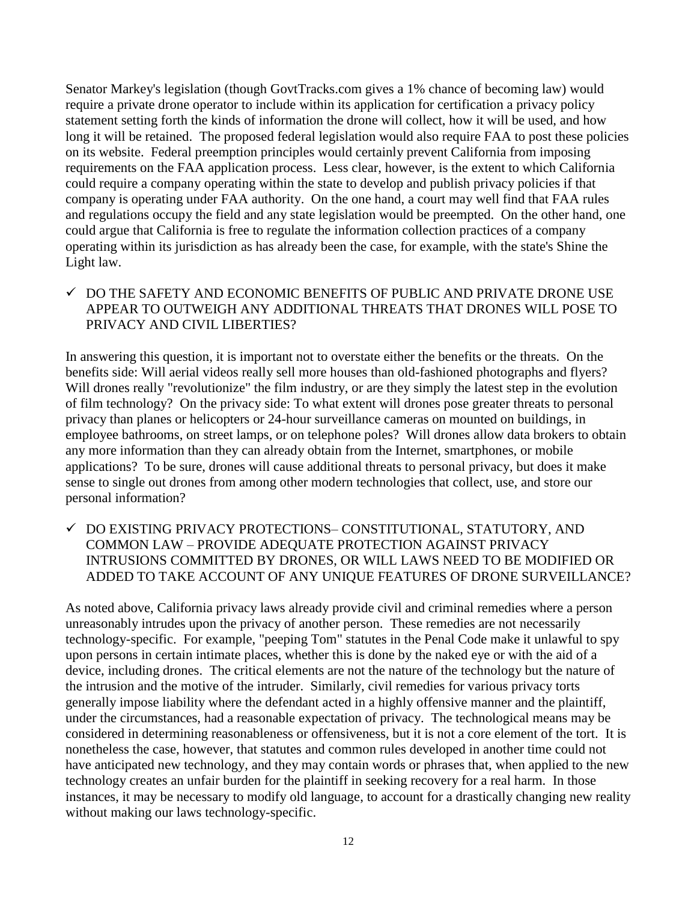Senator Markey's legislation (though GovtTracks.com gives a 1% chance of becoming law) would require a private drone operator to include within its application for certification a privacy policy statement setting forth the kinds of information the drone will collect, how it will be used, and how long it will be retained. The proposed federal legislation would also require FAA to post these policies on its website. Federal preemption principles would certainly prevent California from imposing requirements on the FAA application process. Less clear, however, is the extent to which California could require a company operating within the state to develop and publish privacy policies if that company is operating under FAA authority. On the one hand, a court may well find that FAA rules and regulations occupy the field and any state legislation would be preempted. On the other hand, one could argue that California is free to regulate the information collection practices of a company operating within its jurisdiction as has already been the case, for example, with the state's Shine the Light law.

- ✓ DO THE SAFETY AND ECONOMIC BENEFITS OF PUBLIC AND PRIVATE DRONE USE APPEAR TO OUTWEIGH ANY ADDITIONAL THREATS THAT DRONES WILL POSE TO PRIVACY AND CIVIL LIBERTIES?

In answering this question, it is important not to overstate either the benefits or the threats. On the benefits side: Will aerial videos really sell more houses than old-fashioned photographs and flyers? Will drones really "revolutionize" the film industry, or are they simply the latest step in the evolution of film technology? On the privacy side: To what extent will drones pose greater threats to personal privacy than planes or helicopters or 24-hour surveillance cameras on mounted on buildings, in employee bathrooms, on street lamps, or on telephone poles? Will drones allow data brokers to obtain any more information than they can already obtain from the Internet, smartphones, or mobile applications? To be sure, drones will cause additional threats to personal privacy, but does it make sense to single out drones from among other modern technologies that collect, use, and store our personal information?

- ✓ DO EXISTING PRIVACY PROTECTIONS– CONSTITUTIONAL, STATUTORY, AND COMMON LAW – PROVIDE ADEQUATE PROTECTION AGAINST PRIVACY INTRUSIONS COMMITTED BY DRONES, OR WILL LAWS NEED TO BE MODIFIED OR ADDED TO TAKE ACCOUNT OF ANY UNIQUE FEATURES OF DRONE SURVEILLANCE?

As noted above, California privacy laws already provide civil and criminal remedies where a person unreasonably intrudes upon the privacy of another person. These remedies are not necessarily technology-specific. For example, "peeping Tom" statutes in the Penal Code make it unlawful to spy upon persons in certain intimate places, whether this is done by the naked eye or with the aid of a device, including drones. The critical elements are not the nature of the technology but the nature of the intrusion and the motive of the intruder. Similarly, civil remedies for various privacy torts generally impose liability where the defendant acted in a highly offensive manner and the plaintiff, under the circumstances, had a reasonable expectation of privacy. The technological means may be considered in determining reasonableness or offensiveness, but it is not a core element of the tort. It is nonetheless the case, however, that statutes and common rules developed in another time could not have anticipated new technology, and they may contain words or phrases that, when applied to the new technology creates an unfair burden for the plaintiff in seeking recovery for a real harm. In those instances, it may be necessary to modify old language, to account for a drastically changing new reality without making our laws technology-specific.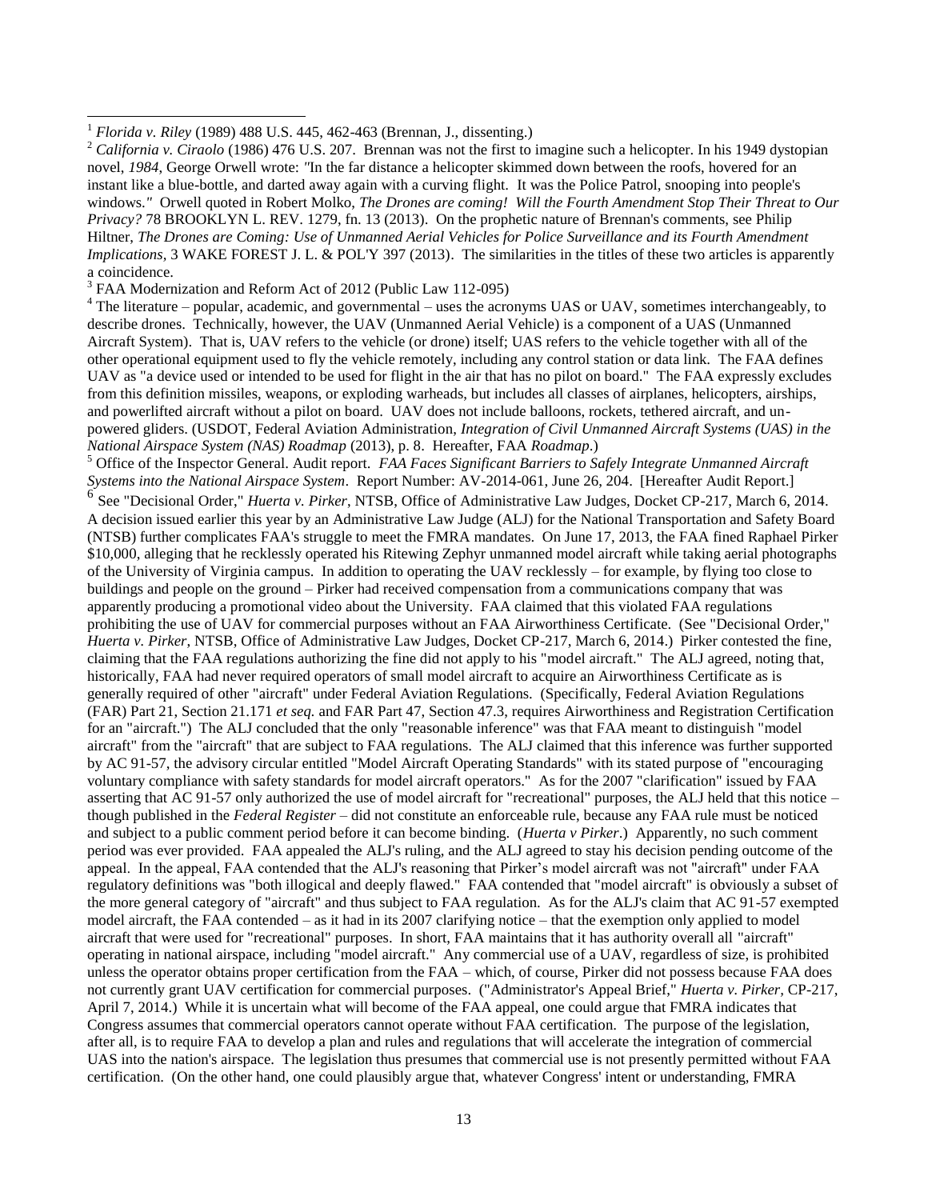[1] *Florida v. Riley* (1989) 488 U.S. 445, 462-463 (Brennan, J., dissenting.)

[2] *California v. Ciraolo* (1986) 476 U.S. 207. Brennan was not the first to imagine such a helicopter. In his 1949 dystopian novel, *1984*, George Orwell wrote: *"*In the far distance a helicopter skimmed down between the roofs, hovered for an instant like a blue-bottle, and darted away again with a curving flight. It was the Police Patrol, snooping into people's windows.*"* Orwell quoted in Robert Molko, *The Drones are coming! Will the Fourth Amendment Stop Their Threat to Our Privacy?* 78 BROOKLYN L. REV. 1279, fn. 13 (2013). On the prophetic nature of Brennan's comments, see Philip Hiltner, *The Drones are Coming: Use of Unmanned Aerial Vehicles for Police Surveillance and its Fourth Amendment Implications*, 3 WAKE FOREST J. L. & POL'Y 397 (2013). The similarities in the titles of these two articles is apparently a coincidence.

[3] FAA Modernization and Reform Act of 2012 (Public Law 112-095)

[4] The literature – popular, academic, and governmental – uses the acronyms UAS or UAV, sometimes interchangeably, to describe drones. Technically, however, the UAV (Unmanned Aerial Vehicle) is a component of a UAS (Unmanned Aircraft System). That is, UAV refers to the vehicle (or drone) itself; UAS refers to the vehicle together with all of the other operational equipment used to fly the vehicle remotely, including any control station or data link. The FAA defines UAV as "a device used or intended to be used for flight in the air that has no pilot on board." The FAA expressly excludes from this definition missiles, weapons, or exploding warheads, but includes all classes of airplanes, helicopters, airships, and powerlifted aircraft without a pilot on board. UAV does not include balloons, rockets, tethered aircraft, and un-powered gliders. (USDOT, Federal Aviation Administration, *Integration of Civil Unmanned Aircraft Systems (UAS) in the National Airspace System (NAS) Roadmap* (2013), p. 8. Hereafter, FAA *Roadmap*.)

[5] Office of the Inspector General. Audit report. *FAA Faces Significant Barriers to Safely Integrate Unmanned Aircraft Systems into the National Airspace System*. Report Number: AV-2014-061, June 26, 204. [Hereafter Audit Report.]

[6] See "Decisional Order," *Huerta v. Pirker*, NTSB, Office of Administrative Law Judges, Docket CP-217, March 6, 2014. A decision issued earlier this year by an Administrative Law Judge (ALJ) for the National Transportation and Safety Board (NTSB) further complicates FAA's struggle to meet the FMRA mandates. On June 17, 2013, the FAA fined Raphael Pirker $10,000, alleging that he recklessly operated his Ritewing Zephyr unmanned model aircraft while taking aerial photographs of the University of Virginia campus. In addition to operating the UAV recklessly – for example, by flying too close to buildings and people on the ground – Pirker had received compensation from a communications company that was apparently producing a promotional video about the University. FAA claimed that this violated FAA regulations prohibiting the use of UAV for commercial purposes without an FAA Airworthiness Certificate. (See "Decisional Order," *Huerta v. Pirker*, NTSB, Office of Administrative Law Judges, Docket CP-217, March 6, 2014.) Pirker contested the fine, claiming that the FAA regulations authorizing the fine did not apply to his "model aircraft." The ALJ agreed, noting that, historically, FAA had never required operators of small model aircraft to acquire an Airworthiness Certificate as is generally required of other "aircraft" under Federal Aviation Regulations. (Specifically, Federal Aviation Regulations (FAR) Part 21, Section 21.171 *et seq.* and FAR Part 47, Section 47.3, requires Airworthiness and Registration Certification for an "aircraft.") The ALJ concluded that the only "reasonable inference" was that FAA meant to distinguish "model aircraft" from the "aircraft" that are subject to FAA regulations. The ALJ claimed that this inference was further supported by AC 91-57, the advisory circular entitled "Model Aircraft Operating Standards" with its stated purpose of "encouraging voluntary compliance with safety standards for model aircraft operators." As for the 2007 "clarification" issued by FAA asserting that AC 91-57 only authorized the use of model aircraft for "recreational" purposes, the ALJ held that this notice – though published in the *Federal Register* – did not constitute an enforceable rule, because any FAA rule must be noticed and subject to a public comment period before it can become binding. (*Huerta v Pirker*.) Apparently, no such comment period was ever provided. FAA appealed the ALJ's ruling, and the ALJ agreed to stay his decision pending outcome of the appeal. In the appeal, FAA contended that the ALJ's reasoning that Pirker's model aircraft was not "aircraft" under FAA regulatory definitions was "both illogical and deeply flawed." FAA contended that "model aircraft" is obviously a subset of the more general category of "aircraft" and thus subject to FAA regulation. As for the ALJ's claim that AC 91-57 exempted model aircraft, the FAA contended – as it had in its 2007 clarifying notice – that the exemption only applied to model aircraft that were used for "recreational" purposes. In short, FAA maintains that it has authority overall all "aircraft" operating in national airspace, including "model aircraft." Any commercial use of a UAV, regardless of size, is prohibited unless the operator obtains proper certification from the FAA – which, of course, Pirker did not possess because FAA does not currently grant UAV certification for commercial purposes. ("Administrator's Appeal Brief," *Huerta v. Pirker*, CP-217, April 7, 2014.) While it is uncertain what will become of the FAA appeal, one could argue that FMRA indicates that Congress assumes that commercial operators cannot operate without FAA certification. The purpose of the legislation, after all, is to require FAA to develop a plan and rules and regulations that will accelerate the integration of commercial UAS into the nation's airspace. The legislation thus presumes that commercial use is not presently permitted without FAA certification. (On the other hand, one could plausibly argue that, whatever Congress' intent or understanding, FMRA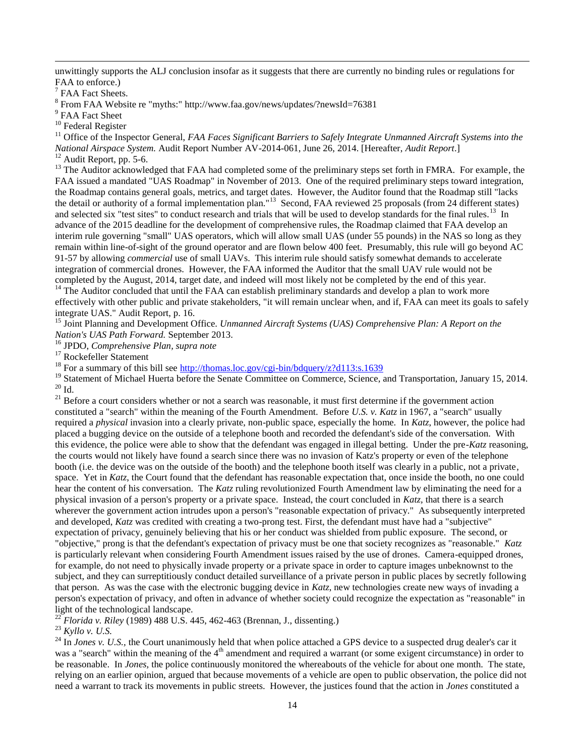unwittingly supports the ALJ conclusion insofar as it suggests that there are currently no binding rules or regulations for FAA to enforce.)

[7] FAA Fact Sheets.

[8] From FAA Website re "myths:" http://www.faa.gov/news/updates/?newsId=76381

[9] FAA Fact Sheet

[10] Federal Register

[11] Office of the Inspector General, *FAA Faces Significant Barriers to Safely Integrate Unmanned Aircraft Systems into the National Airspace System.* Audit Report Number AV-2014-061, June 26, 2014. [Hereafter, *Audit Report*.]

[12] Audit Report, pp. 5-6.

[13] The Auditor acknowledged that FAA had completed some of the preliminary steps set forth in FMRA. For example, the FAA issued a mandated "UAS Roadmap" in November of 2013. One of the required preliminary steps toward integration, the Roadmap contains general goals, metrics, and target dates. However, the Auditor found that the Roadmap still "lacks the detail or authority of a formal implementation plan."[13] Second, FAA reviewed 25 proposals (from 24 different states) and selected six "test sites" to conduct research and trials that will be used to develop standards for the final rules.[13] In advance of the 2015 deadline for the development of comprehensive rules, the Roadmap claimed that FAA develop an interim rule governing "small" UAS operators, which will allow small UAS (under 55 pounds) in the NAS so long as they remain within line-of-sight of the ground operator and are flown below 400 feet. Presumably, this rule will go beyond AC 91-57 by allowing *commercial* use of small UAVs. This interim rule should satisfy somewhat demands to accelerate integration of commercial drones. However, the FAA informed the Auditor that the small UAV rule would not be completed by the August, 2014, target date, and indeed will most likely not be completed by the end of this year.

[14] The Auditor concluded that until the FAA can establish preliminary standards and develop a plan to work more effectively with other public and private stakeholders, "it will remain unclear when, and if, FAA can meet its goals to safely integrate UAS." Audit Report, p. 16.

[15] Joint Planning and Development Office. *Unmanned Aircraft Systems (UAS) Comprehensive Plan: A Report on the Nation's UAS Path Forward.* September 2013.

[16] JPDO, *Comprehensive Plan, supra note*

[17] Rockefeller Statement

[18] For a summary of this bill see http://thomas.loc.gov/cgi-bin/bdquery/z?d113:s.1639

[19] Statement of Michael Huerta before the Senate Committee on Commerce, Science, and Transportation, January 15, 2014.

[20] Id.

[21] Before a court considers whether or not a search was reasonable, it must first determine if the government action constituted a "search" within the meaning of the Fourth Amendment. Before *U.S. v. Katz* in 1967, a "search" usually required a *physical* invasion into a clearly private, non-public space, especially the home. In *Katz*, however, the police had placed a bugging device on the outside of a telephone booth and recorded the defendant's side of the conversation. With this evidence, the police were able to show that the defendant was engaged in illegal betting. Under the pre-*Katz* reasoning, the courts would not likely have found a search since there was no invasion of Katz's property or even of the telephone booth (i.e. the device was on the outside of the booth) and the telephone booth itself was clearly in a public, not a private, space. Yet in *Katz*, the Court found that the defendant has reasonable expectation that, once inside the booth, no one could hear the content of his conversation. The *Katz* ruling revolutionized Fourth Amendment law by eliminating the need for a physical invasion of a person's property or a private space. Instead, the court concluded in *Katz*, that there is a search wherever the government action intrudes upon a person's "reasonable expectation of privacy." As subsequently interpreted and developed, *Katz* was credited with creating a two-prong test. First, the defendant must have had a "subjective" expectation of privacy, genuinely believing that his or her conduct was shielded from public exposure. The second, or "objective," prong is that the defendant's expectation of privacy must be one that society recognizes as "reasonable." *Katz* is particularly relevant when considering Fourth Amendment issues raised by the use of drones. Camera-equipped drones, for example, do not need to physically invade property or a private space in order to capture images unbeknownst to the subject, and they can surreptitiously conduct detailed surveillance of a private person in public places by secretly following that person. As was the case with the electronic bugging device in *Katz*, new technologies create new ways of invading a person's expectation of privacy, and often in advance of whether society could recognize the expectation as "reasonable" in light of the technological landscape.

[22] *Florida v. Riley* (1989) 488 U.S. 445, 462-463 (Brennan, J., dissenting.)

[23] *Kyllo v. U.S.*

[24] In *Jones v. U.S.,* the Court unanimously held that when police attached a GPS device to a suspected drug dealer's car it was a "search" within the meaning of the 4th amendment and required a warrant (or some exigent circumstance) in order to be reasonable. In *Jones,* the police continuously monitored the whereabouts of the vehicle for about one month. The state, relying on an earlier opinion, argued that because movements of a vehicle are open to public observation, the police did not need a warrant to track its movements in public streets. However, the justices found that the action in *Jones* constituted a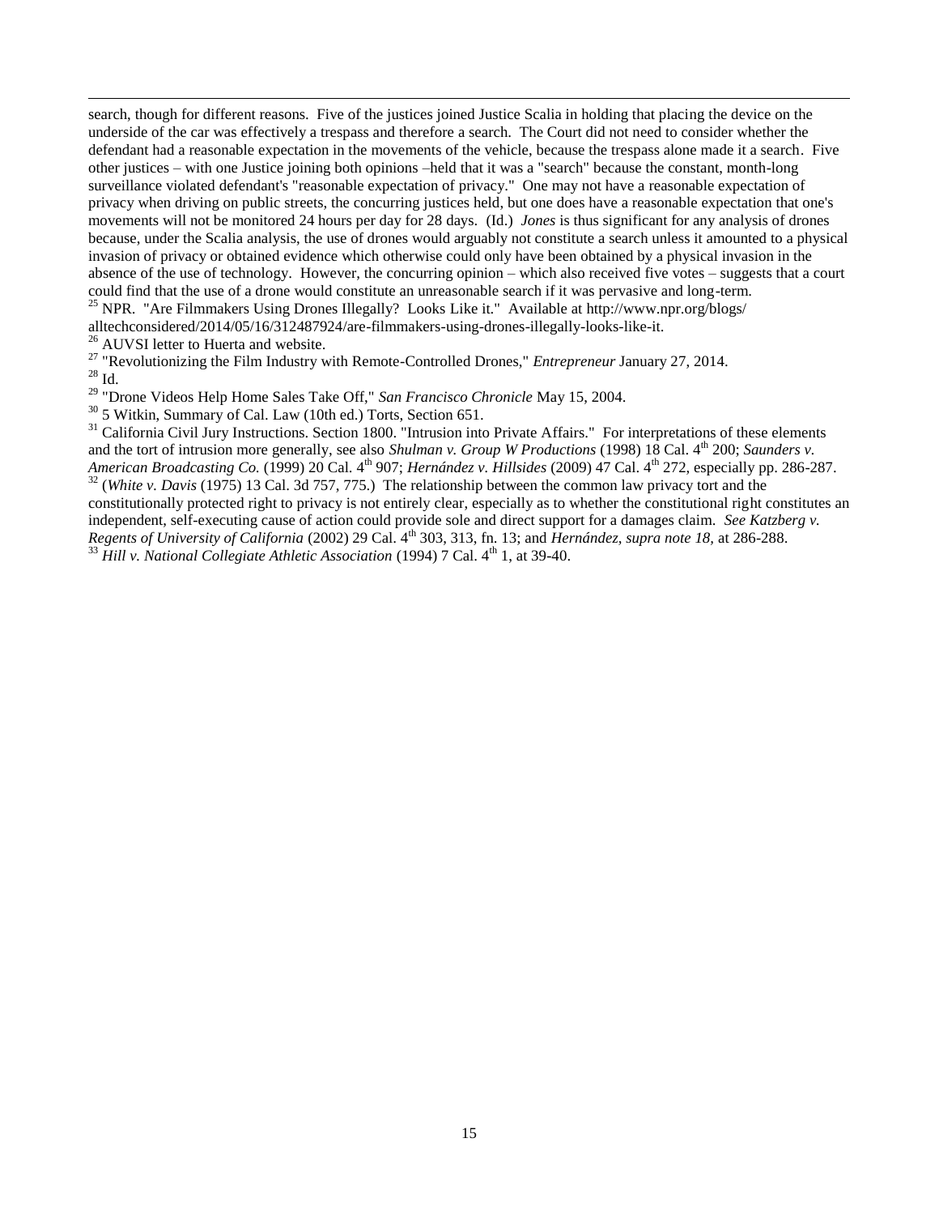search, though for different reasons. Five of the justices joined Justice Scalia in holding that placing the device on the underside of the car was effectively a trespass and therefore a search. The Court did not need to consider whether the defendant had a reasonable expectation in the movements of the vehicle, because the trespass alone made it a search. Five other justices – with one Justice joining both opinions –held that it was a "search" because the constant, month-long surveillance violated defendant's "reasonable expectation of privacy." One may not have a reasonable expectation of privacy when driving on public streets, the concurring justices held, but one does have a reasonable expectation that one's movements will not be monitored 24 hours per day for 28 days. (Id.) *Jones* is thus significant for any analysis of drones because, under the Scalia analysis, the use of drones would arguably not constitute a search unless it amounted to a physical invasion of privacy or obtained evidence which otherwise could only have been obtained by a physical invasion in the absence of the use of technology. However, the concurring opinion – which also received five votes – suggests that a court could find that the use of a drone would constitute an unreasonable search if it was pervasive and long-term.

[25] NPR. "Are Filmmakers Using Drones Illegally? Looks Like it." Available at http://www.npr.org/blogs/alltechconsidered/2014/05/16/312487924/are-filmmakers-using-drones-illegally-looks-like-it.

[26] AUVSI letter to Huerta and website.

[27] "Revolutionizing the Film Industry with Remote-Controlled Drones," *Entrepreneur* January 27, 2014.

[28] Id.

[29] "Drone Videos Help Home Sales Take Off," *San Francisco Chronicle* May 15, 2004.

[30] 5 Witkin, Summary of Cal. Law (10th ed.) Torts, Section 651.

[31] California Civil Jury Instructions. Section 1800. "Intrusion into Private Affairs." For interpretations of these elements and the tort of intrusion more generally, see also *Shulman v. Group W Productions* (1998) 18 Cal. 4th 200; *Saunders v. American Broadcasting Co.* (1999) 20 Cal. 4th 907; *Hernández v. Hillsides* (2009) 47 Cal. 4th 272, especially pp. 286-287.

[32] (*White v. Davis* (1975) 13 Cal. 3d 757, 775.) The relationship between the common law privacy tort and the constitutionally protected right to privacy is not entirely clear, especially as to whether the constitutional right constitutes an independent, self-executing cause of action could provide sole and direct support for a damages claim. *See Katzberg v. Regents of University of California* (2002) 29 Cal. 4th 303, 313, fn. 13; and *Hernández, supra note 18,* at 286-288.

[33] *Hill v. National Collegiate Athletic Association* (1994) 7 Cal. 4th 1, at 39-40.